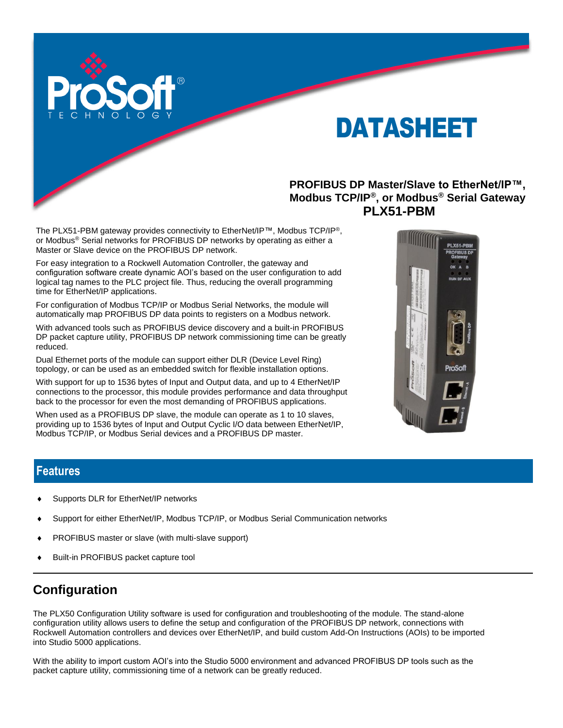# DATASHEET

**PROFIBUS DP Master/Slave to EtherNet/IP™, Modbus TCP/IP®, or Modbus® Serial Gateway**
**PLX51-PBM**

The PLX51-PBM gateway provides connectivity to EtherNet/IP™, Modbus TCP/IP®, or Modbus® Serial networks for PROFIBUS DP networks by operating as either a Master or Slave device on the PROFIBUS DP network.

For easy integration to a Rockwell Automation Controller, the gateway and configuration software create dynamic AOI's based on the user configuration to add logical tag names to the PLC project file. Thus, reducing the overall programming time for EtherNet/IP applications.

For configuration of Modbus TCP/IP or Modbus Serial Networks, the module will automatically map PROFIBUS DP data points to registers on a Modbus network.

With advanced tools such as PROFIBUS device discovery and a built-in PROFIBUS DP packet capture utility, PROFIBUS DP network commissioning time can be greatly reduced.

Dual Ethernet ports of the module can support either DLR (Device Level Ring) topology, or can be used as an embedded switch for flexible installation options.

With support for up to 1536 bytes of Input and Output data, and up to 4 EtherNet/IP connections to the processor, this module provides performance and data throughput back to the processor for even the most demanding of PROFIBUS applications.

When used as a PROFIBUS DP slave, the module can operate as 1 to 10 slaves, providing up to 1536 bytes of Input and Output Cyclic I/O data between EtherNet/IP, Modbus TCP/IP, or Modbus Serial devices and a PROFIBUS DP master.

## Features

- Supports DLR for EtherNet/IP networks
- Support for either EtherNet/IP, Modbus TCP/IP, or Modbus Serial Communication networks
- PROFIBUS master or slave (with multi-slave support)
- Built-in PROFIBUS packet capture tool

## Configuration

The PLX50 Configuration Utility software is used for configuration and troubleshooting of the module. The stand-alone configuration utility allows users to define the setup and configuration of the PROFIBUS DP network, connections with Rockwell Automation controllers and devices over EtherNet/IP, and build custom Add-On Instructions (AOIs) to be imported into Studio 5000 applications.

With the ability to import custom AOI's into the Studio 5000 environment and advanced PROFIBUS DP tools such as the packet capture utility, commissioning time of a network can be greatly reduced.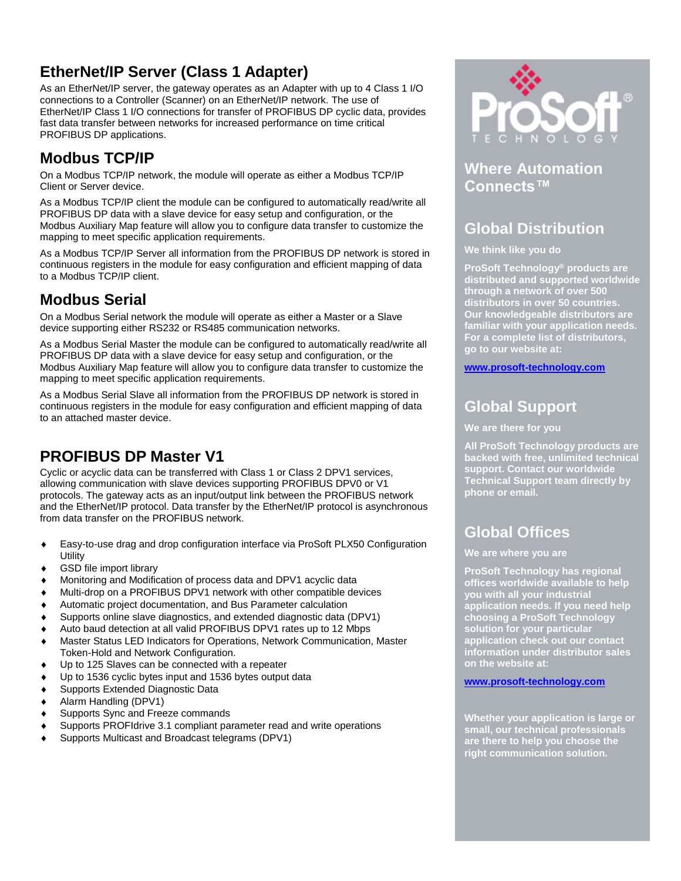## EtherNet/IP Server (Class 1 Adapter)

As an EtherNet/IP server, the gateway operates as an Adapter with up to 4 Class 1 I/O connections to a Controller (Scanner) on an EtherNet/IP network. The use of EtherNet/IP Class 1 I/O connections for transfer of PROFIBUS DP cyclic data, provides fast data transfer between networks for increased performance on time critical PROFIBUS DP applications.

## Modbus TCP/IP

On a Modbus TCP/IP network, the module will operate as either a Modbus TCP/IP Client or Server device.

As a Modbus TCP/IP client the module can be configured to automatically read/write all PROFIBUS DP data with a slave device for easy setup and configuration, or the Modbus Auxiliary Map feature will allow you to configure data transfer to customize the mapping to meet specific application requirements.

As a Modbus TCP/IP Server all information from the PROFIBUS DP network is stored in continuous registers in the module for easy configuration and efficient mapping of data to a Modbus TCP/IP client.

## Modbus Serial

On a Modbus Serial network the module will operate as either a Master or a Slave device supporting either RS232 or RS485 communication networks.

As a Modbus Serial Master the module can be configured to automatically read/write all PROFIBUS DP data with a slave device for easy setup and configuration, or the Modbus Auxiliary Map feature will allow you to configure data transfer to customize the mapping to meet specific application requirements.

As a Modbus Serial Slave all information from the PROFIBUS DP network is stored in continuous registers in the module for easy configuration and efficient mapping of data to an attached master device.

## PROFIBUS DP Master V1

Cyclic or acyclic data can be transferred with Class 1 or Class 2 DPV1 services, allowing communication with slave devices supporting PROFIBUS DPV0 or V1 protocols. The gateway acts as an input/output link between the PROFIBUS network and the EtherNet/IP protocol. Data transfer by the EtherNet/IP protocol is asynchronous from data transfer on the PROFIBUS network.

- Easy-to-use drag and drop configuration interface via ProSoft PLX50 Configuration Utility
- GSD file import library
- Monitoring and Modification of process data and DPV1 acyclic data
- Multi-drop on a PROFIBUS DPV1 network with other compatible devices
- Automatic project documentation, and Bus Parameter calculation
- Supports online slave diagnostics, and extended diagnostic data (DPV1)
- Auto baud detection at all valid PROFIBUS DPV1 rates up to 12 Mbps
- Master Status LED Indicators for Operations, Network Communication, Master Token-Hold and Network Configuration.
- Up to 125 Slaves can be connected with a repeater
- Up to 1536 cyclic bytes input and 1536 bytes output data
- Supports Extended Diagnostic Data
- Alarm Handling (DPV1)
- Supports Sync and Freeze commands
- Supports PROFIdrive 3.1 compliant parameter read and write operations
- Supports Multicast and Broadcast telegrams (DPV1)

ProSoft TECHNOLOGY

## Where Automation Connects™

## Global Distribution

**We think like you do**

**ProSoft Technology® products are distributed and supported worldwide through a network of over 500 distributors in over 50 countries. Our knowledgeable distributors are familiar with your application needs. For a complete list of distributors, go to our website at:**

**www.prosoft-technology.com**

## Global Support

**We are there for you**

**All ProSoft Technology products are backed with free, unlimited technical support. Contact our worldwide Technical Support team directly by phone or email.**

## Global Offices

**We are where you are**

**ProSoft Technology has regional offices worldwide available to help you with all your industrial application needs. If you need help choosing a ProSoft Technology solution for your particular application check out our contact information under distributor sales on the website at:**

**www.prosoft-technology.com**

**Whether your application is large or small, our technical professionals are there to help you choose the right communication solution.**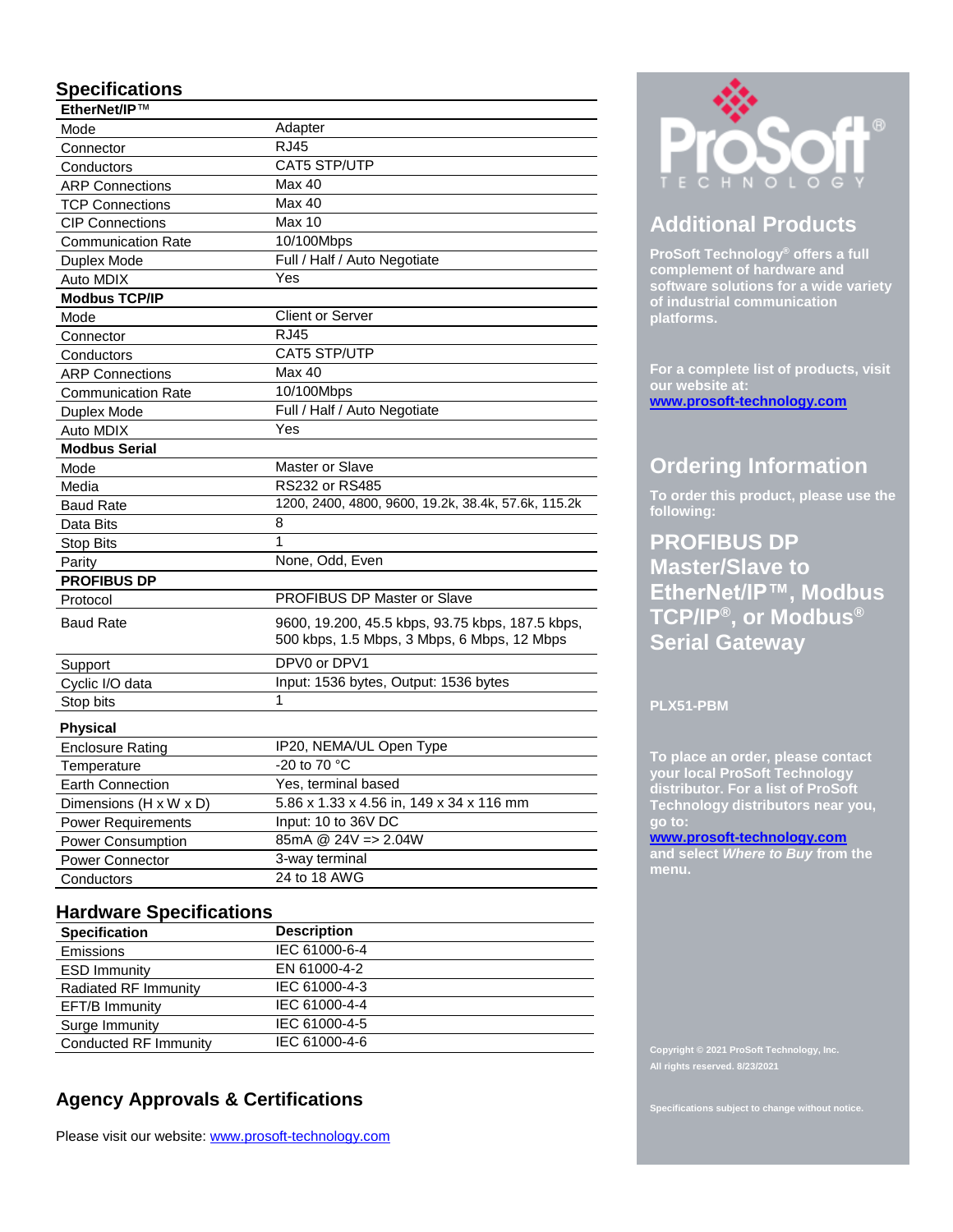## Specifications

| | |
|---|---|
| **EtherNet/IP™** | |
| Mode | Adapter |
| Connector | RJ45 |
| Conductors | CAT5 STP/UTP |
| ARP Connections | Max 40 |
| TCP Connections | Max 40 |
| CIP Connections | Max 10 |
| Communication Rate | 10/100Mbps |
| Duplex Mode | Full / Half / Auto Negotiate |
| Auto MDIX | Yes |
| **Modbus TCP/IP** | |
| Mode | Client or Server |
| Connector | RJ45 |
| Conductors | CAT5 STP/UTP |
| ARP Connections | Max 40 |
| Communication Rate | 10/100Mbps |
| Duplex Mode | Full / Half / Auto Negotiate |
| Auto MDIX | Yes |
| **Modbus Serial** | |
| Mode | Master or Slave |
| Media | RS232 or RS485 |
| Baud Rate | 1200, 2400, 4800, 9600, 19.2k, 38.4k, 57.6k, 115.2k |
| Data Bits | 8 |
| Stop Bits | 1 |
| Parity | None, Odd, Even |
| **PROFIBUS DP** | |
| Protocol | PROFIBUS DP Master or Slave |
| Baud Rate | 9600, 19.200, 45.5 kbps, 93.75 kbps, 187.5 kbps, 500 kbps, 1.5 Mbps, 3 Mbps, 6 Mbps, 12 Mbps |
| Support | DPV0 or DPV1 |
| Cyclic I/O data | Input: 1536 bytes, Output: 1536 bytes |
| Stop bits | 1 |
| **Physical** | |
| Enclosure Rating | IP20, NEMA/UL Open Type |
| Temperature | -20 to 70 °C |
| Earth Connection | Yes, terminal based |
| Dimensions (H x W x D) | 5.86 x 1.33 x 4.56 in, 149 x 34 x 116 mm |
| Power Requirements | Input: 10 to 36V DC |
| Power Consumption | 85mA @ 24V => 2.04W |
| Power Connector | 3-way terminal |
| Conductors | 24 to 18 AWG |

## Hardware Specifications

| Specification | Description |
|---|---|
| Emissions | IEC 61000-6-4 |
| ESD Immunity | EN 61000-4-2 |
| Radiated RF Immunity | IEC 61000-4-3 |
| EFT/B Immunity | IEC 61000-4-4 |
| Surge Immunity | IEC 61000-4-5 |
| Conducted RF Immunity | IEC 61000-4-6 |

## Agency Approvals & Certifications

Please visit our website: www.prosoft-technology.com

ProSoft® TECHNOLOGY

## Additional Products

**ProSoft Technology® offers a full complement of hardware and software solutions for a wide variety of industrial communication platforms.**

**For a complete list of products, visit our website at:**
**www.prosoft-technology.com**

## Ordering Information

**To order this product, please use the following:**

## PROFIBUS DP Master/Slave to EtherNet/IP™, Modbus TCP/IP®, or Modbus® Serial Gateway

**PLX51-PBM**

**To place an order, please contact your local ProSoft Technology distributor. For a list of ProSoft Technology distributors near you, go to:**
**www.prosoft-technology.com**
**and select *Where to Buy* from the menu.**

Copyright © 2021 ProSoft Technology, Inc.
All rights reserved. 8/23/2021

Specifications subject to change without notice.